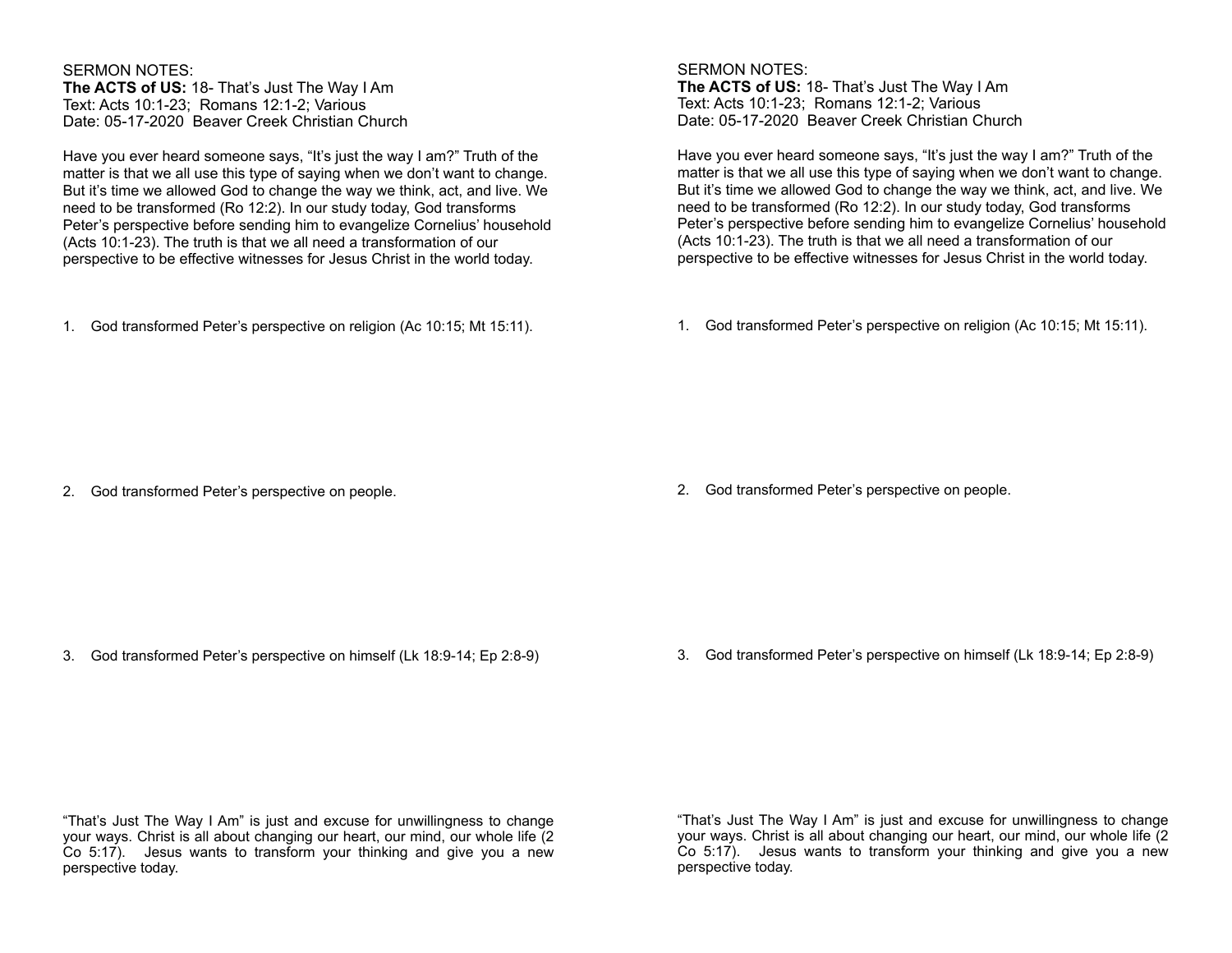SERMON NOTES:
**The ACTS of US:** 18- That's Just The Way I Am
Text: Acts 10:1-23; Romans 12:1-2; Various
Date: 05-17-2020 Beaver Creek Christian Church

Have you ever heard someone says, "It's just the way I am?" Truth of the matter is that we all use this type of saying when we don't want to change. But it's time we allowed God to change the way we think, act, and live. We need to be transformed (Ro 12:2). In our study today, God transforms Peter's perspective before sending him to evangelize Cornelius' household (Acts 10:1-23). The truth is that we all need a transformation of our perspective to be effective witnesses for Jesus Christ in the world today.

1. God transformed Peter's perspective on religion (Ac 10:15; Mt 15:11).

2. God transformed Peter's perspective on people.

3. God transformed Peter's perspective on himself (Lk 18:9-14; Ep 2:8-9)

"That's Just The Way I Am" is just and excuse for unwillingness to change your ways. Christ is all about changing our heart, our mind, our whole life (2 Co 5:17). Jesus wants to transform your thinking and give you a new perspective today.

SERMON NOTES:
**The ACTS of US:** 18- That's Just The Way I Am
Text: Acts 10:1-23; Romans 12:1-2; Various
Date: 05-17-2020 Beaver Creek Christian Church

Have you ever heard someone says, "It's just the way I am?" Truth of the matter is that we all use this type of saying when we don't want to change. But it's time we allowed God to change the way we think, act, and live. We need to be transformed (Ro 12:2). In our study today, God transforms Peter's perspective before sending him to evangelize Cornelius' household (Acts 10:1-23). The truth is that we all need a transformation of our perspective to be effective witnesses for Jesus Christ in the world today.

1. God transformed Peter's perspective on religion (Ac 10:15; Mt 15:11).

2. God transformed Peter's perspective on people.

3. God transformed Peter's perspective on himself (Lk 18:9-14; Ep 2:8-9)

"That's Just The Way I Am" is just and excuse for unwillingness to change your ways. Christ is all about changing our heart, our mind, our whole life (2 Co 5:17). Jesus wants to transform your thinking and give you a new perspective today.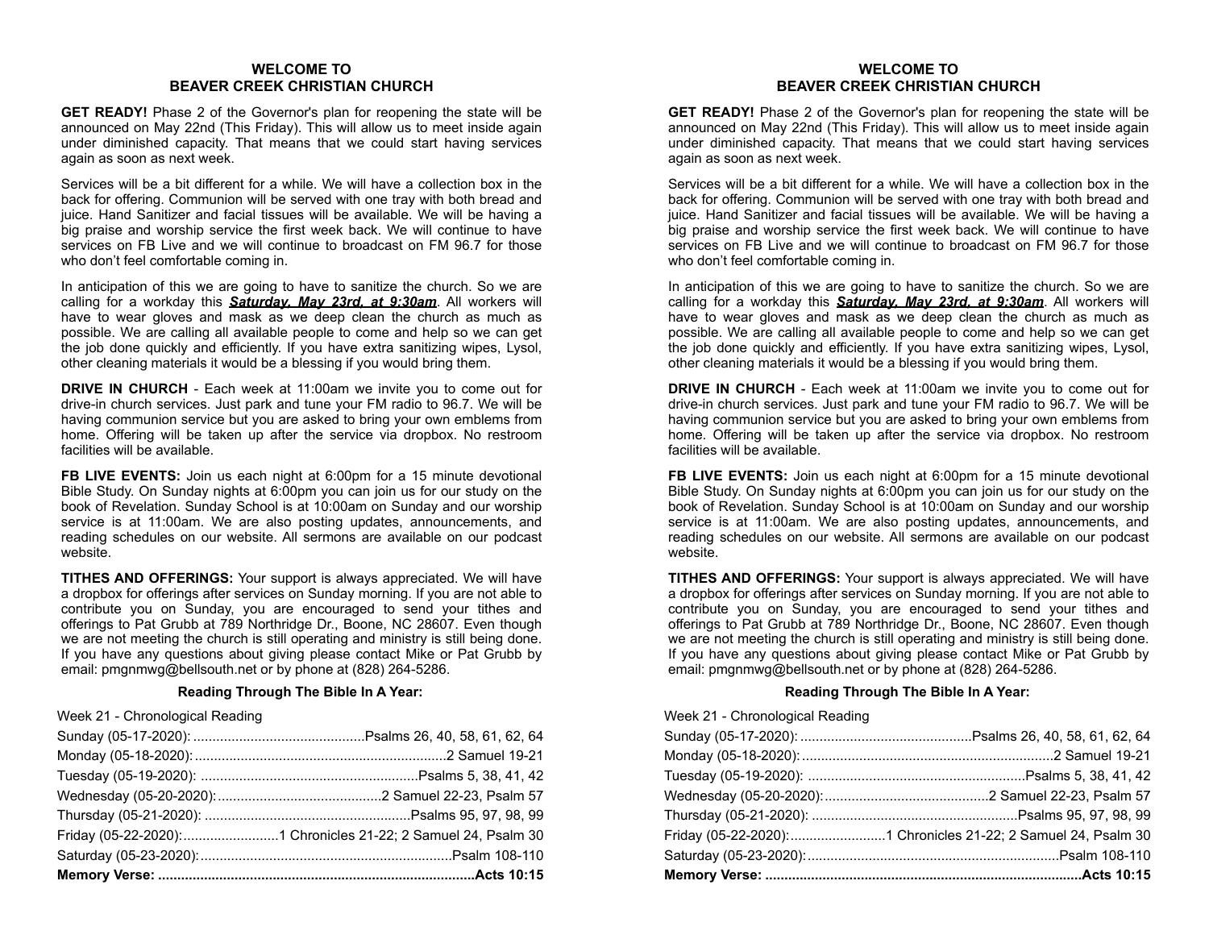## WELCOME TO BEAVER CREEK CHRISTIAN CHURCH

**GET READY!** Phase 2 of the Governor's plan for reopening the state will be announced on May 22nd (This Friday). This will allow us to meet inside again under diminished capacity. That means that we could start having services again as soon as next week.

Services will be a bit different for a while. We will have a collection box in the back for offering. Communion will be served with one tray with both bread and juice. Hand Sanitizer and facial tissues will be available. We will be having a big praise and worship service the first week back. We will continue to have services on FB Live and we will continue to broadcast on FM 96.7 for those who don't feel comfortable coming in.

In anticipation of this we are going to have to sanitize the church. So we are calling for a workday this ***Saturday, May 23rd, at 9:30am***. All workers will have to wear gloves and mask as we deep clean the church as much as possible. We are calling all available people to come and help so we can get the job done quickly and efficiently. If you have extra sanitizing wipes, Lysol, other cleaning materials it would be a blessing if you would bring them.

**DRIVE IN CHURCH** - Each week at 11:00am we invite you to come out for drive-in church services. Just park and tune your FM radio to 96.7. We will be having communion service but you are asked to bring your own emblems from home. Offering will be taken up after the service via dropbox. No restroom facilities will be available.

**FB LIVE EVENTS:** Join us each night at 6:00pm for a 15 minute devotional Bible Study. On Sunday nights at 6:00pm you can join us for our study on the book of Revelation. Sunday School is at 10:00am on Sunday and our worship service is at 11:00am. We are also posting updates, announcements, and reading schedules on our website. All sermons are available on our podcast website.

**TITHES AND OFFERINGS:** Your support is always appreciated. We will have a dropbox for offerings after services on Sunday morning. If you are not able to contribute you on Sunday, you are encouraged to send your tithes and offerings to Pat Grubb at 789 Northridge Dr., Boone, NC 28607. Even though we are not meeting the church is still operating and ministry is still being done. If you have any questions about giving please contact Mike or Pat Grubb by email: pmgnmwg@bellsouth.net or by phone at (828) 264-5286.

**Reading Through The Bible In A Year:**

Week 21 - Chronological Reading

| | |
|---|---|
| Sunday (05-17-2020): | Psalms 26, 40, 58, 61, 62, 64 |
| Monday (05-18-2020): | 2 Samuel 19-21 |
| Tuesday (05-19-2020): | Psalms 5, 38, 41, 42 |
| Wednesday (05-20-2020): | 2 Samuel 22-23, Psalm 57 |
| Thursday (05-21-2020): | Psalms 95, 97, 98, 99 |
| Friday (05-22-2020): | 1 Chronicles 21-22; 2 Samuel 24, Psalm 30 |
| Saturday (05-23-2020): | Psalm 108-110 |
| **Memory Verse:** | **Acts 10:15** |

## WELCOME TO BEAVER CREEK CHRISTIAN CHURCH

**GET READY!** Phase 2 of the Governor's plan for reopening the state will be announced on May 22nd (This Friday). This will allow us to meet inside again under diminished capacity. That means that we could start having services again as soon as next week.

Services will be a bit different for a while. We will have a collection box in the back for offering. Communion will be served with one tray with both bread and juice. Hand Sanitizer and facial tissues will be available. We will be having a big praise and worship service the first week back. We will continue to have services on FB Live and we will continue to broadcast on FM 96.7 for those who don't feel comfortable coming in.

In anticipation of this we are going to have to sanitize the church. So we are calling for a workday this ***Saturday, May 23rd, at 9:30am***. All workers will have to wear gloves and mask as we deep clean the church as much as possible. We are calling all available people to come and help so we can get the job done quickly and efficiently. If you have extra sanitizing wipes, Lysol, other cleaning materials it would be a blessing if you would bring them.

**DRIVE IN CHURCH** - Each week at 11:00am we invite you to come out for drive-in church services. Just park and tune your FM radio to 96.7. We will be having communion service but you are asked to bring your own emblems from home. Offering will be taken up after the service via dropbox. No restroom facilities will be available.

**FB LIVE EVENTS:** Join us each night at 6:00pm for a 15 minute devotional Bible Study. On Sunday nights at 6:00pm you can join us for our study on the book of Revelation. Sunday School is at 10:00am on Sunday and our worship service is at 11:00am. We are also posting updates, announcements, and reading schedules on our website. All sermons are available on our podcast website.

**TITHES AND OFFERINGS:** Your support is always appreciated. We will have a dropbox for offerings after services on Sunday morning. If you are not able to contribute you on Sunday, you are encouraged to send your tithes and offerings to Pat Grubb at 789 Northridge Dr., Boone, NC 28607. Even though we are not meeting the church is still operating and ministry is still being done. If you have any questions about giving please contact Mike or Pat Grubb by email: pmgnmwg@bellsouth.net or by phone at (828) 264-5286.

**Reading Through The Bible In A Year:**

Week 21 - Chronological Reading

| | |
|---|---|
| Sunday (05-17-2020): | Psalms 26, 40, 58, 61, 62, 64 |
| Monday (05-18-2020): | 2 Samuel 19-21 |
| Tuesday (05-19-2020): | Psalms 5, 38, 41, 42 |
| Wednesday (05-20-2020): | 2 Samuel 22-23, Psalm 57 |
| Thursday (05-21-2020): | Psalms 95, 97, 98, 99 |
| Friday (05-22-2020): | 1 Chronicles 21-22; 2 Samuel 24, Psalm 30 |
| Saturday (05-23-2020): | Psalm 108-110 |
| **Memory Verse:** | **Acts 10:15** |